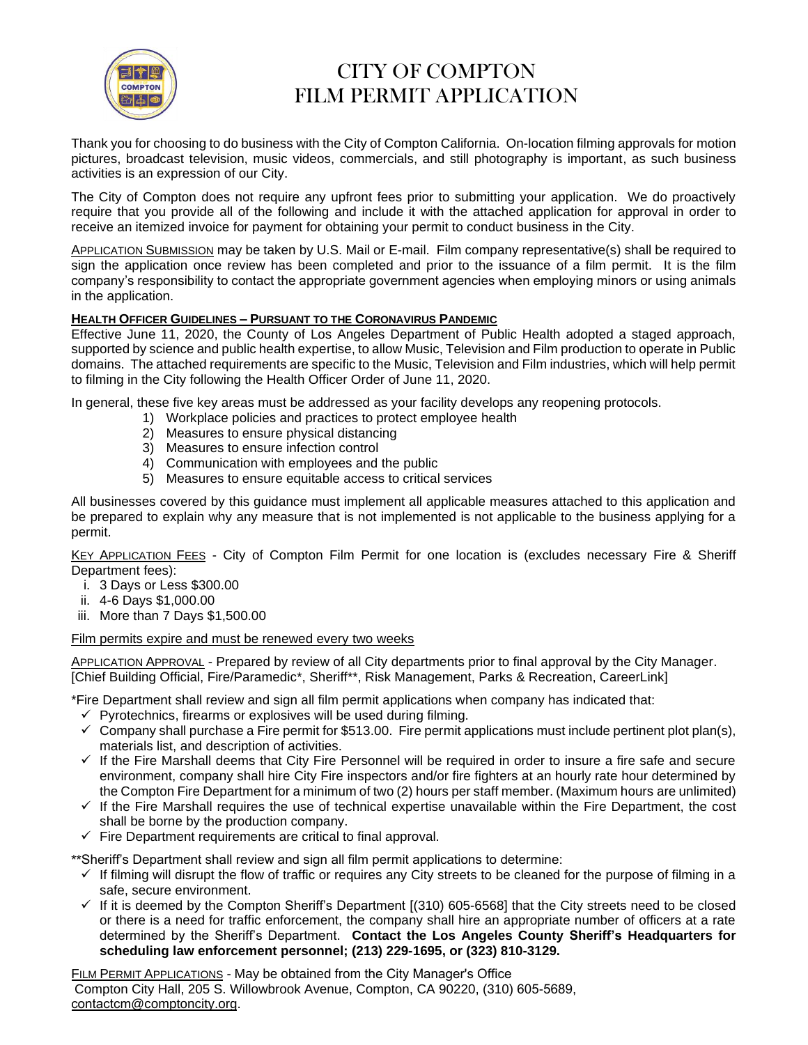# CITY OF COMPTON
# FILM PERMIT APPLICATION

Thank you for choosing to do business with the City of Compton California. On-location filming approvals for motion pictures, broadcast television, music videos, commercials, and still photography is important, as such business activities is an expression of our City.

The City of Compton does not require any upfront fees prior to submitting your application. We do proactively require that you provide all of the following and include it with the attached application for approval in order to receive an itemized invoice for payment for obtaining your permit to conduct business in the City.

APPLICATION SUBMISSION may be taken by U.S. Mail or E-mail. Film company representative(s) shall be required to sign the application once review has been completed and prior to the issuance of a film permit. It is the film company's responsibility to contact the appropriate government agencies when employing minors or using animals in the application.

**HEALTH OFFICER GUIDELINES – PURSUANT TO THE CORONAVIRUS PANDEMIC**

Effective June 11, 2020, the County of Los Angeles Department of Public Health adopted a staged approach, supported by science and public health expertise, to allow Music, Television and Film production to operate in Public domains. The attached requirements are specific to the Music, Television and Film industries, which will help permit to filming in the City following the Health Officer Order of June 11, 2020.

In general, these five key areas must be addressed as your facility develops any reopening protocols.

1) Workplace policies and practices to protect employee health
2) Measures to ensure physical distancing
3) Measures to ensure infection control
4) Communication with employees and the public
5) Measures to ensure equitable access to critical services

All businesses covered by this guidance must implement all applicable measures attached to this application and be prepared to explain why any measure that is not implemented is not applicable to the business applying for a permit.

KEY APPLICATION FEES - City of Compton Film Permit for one location is (excludes necessary Fire & Sheriff Department fees):

i. 3 Days or Less $300.00
ii. 4-6 Days $1,000.00
iii. More than 7 Days $1,500.00

Film permits expire and must be renewed every two weeks

APPLICATION APPROVAL - Prepared by review of all City departments prior to final approval by the City Manager. [Chief Building Official, Fire/Paramedic*, Sheriff**, Risk Management, Parks & Recreation, CareerLink]

*Fire Department shall review and sign all film permit applications when company has indicated that:

- ✓ Pyrotechnics, firearms or explosives will be used during filming.
- ✓ Company shall purchase a Fire permit for $513.00. Fire permit applications must include pertinent plot plan(s), materials list, and description of activities.
- ✓ If the Fire Marshall deems that City Fire Personnel will be required in order to insure a fire safe and secure environment, company shall hire City Fire inspectors and/or fire fighters at an hourly rate hour determined by the Compton Fire Department for a minimum of two (2) hours per staff member. (Maximum hours are unlimited)
- ✓ If the Fire Marshall requires the use of technical expertise unavailable within the Fire Department, the cost shall be borne by the production company.
- ✓ Fire Department requirements are critical to final approval.

**Sheriff's Department shall review and sign all film permit applications to determine:

- ✓ If filming will disrupt the flow of traffic or requires any City streets to be cleaned for the purpose of filming in a safe, secure environment.
- ✓ If it is deemed by the Compton Sheriff's Department [(310) 605-6568] that the City streets need to be closed or there is a need for traffic enforcement, the company shall hire an appropriate number of officers at a rate determined by the Sheriff's Department. **Contact the Los Angeles County Sheriff's Headquarters for scheduling law enforcement personnel; (213) 229-1695, or (323) 810-3129.**

FILM PERMIT APPLICATIONS - May be obtained from the City Manager's Office
Compton City Hall, 205 S. Willowbrook Avenue, Compton, CA 90220, (310) 605-5689, contactcm@comptoncity.org.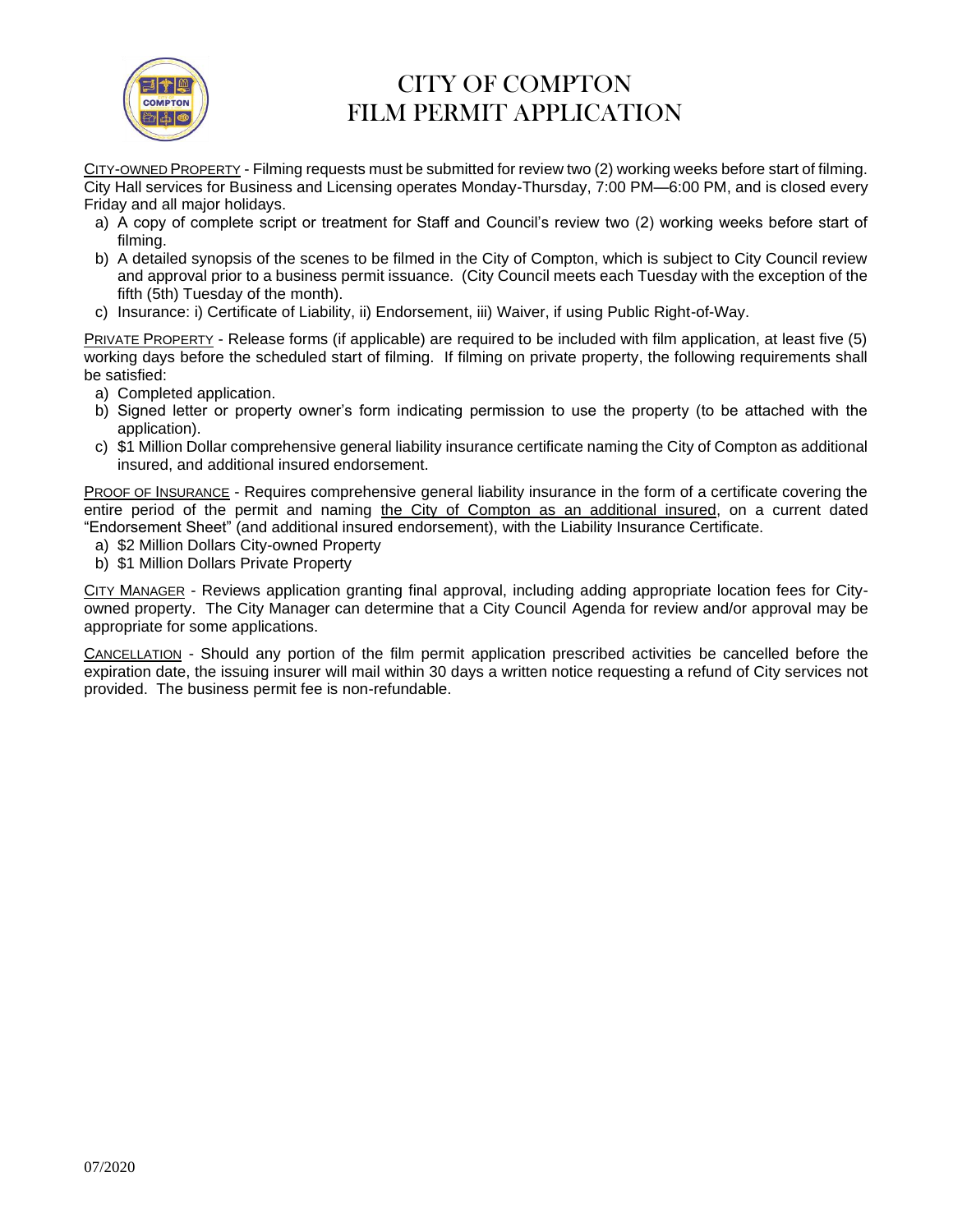# CITY OF COMPTON
# FILM PERMIT APPLICATION

CITY-OWNED PROPERTY - Filming requests must be submitted for review two (2) working weeks before start of filming. City Hall services for Business and Licensing operates Monday-Thursday, 7:00 PM—6:00 PM, and is closed every Friday and all major holidays.

a) A copy of complete script or treatment for Staff and Council's review two (2) working weeks before start of filming.
b) A detailed synopsis of the scenes to be filmed in the City of Compton, which is subject to City Council review and approval prior to a business permit issuance. (City Council meets each Tuesday with the exception of the fifth (5th) Tuesday of the month).
c) Insurance: i) Certificate of Liability, ii) Endorsement, iii) Waiver, if using Public Right-of-Way.

PRIVATE PROPERTY - Release forms (if applicable) are required to be included with film application, at least five (5) working days before the scheduled start of filming. If filming on private property, the following requirements shall be satisfied:

a) Completed application.
b) Signed letter or property owner's form indicating permission to use the property (to be attached with the application).
c) $1 Million Dollar comprehensive general liability insurance certificate naming the City of Compton as additional insured, and additional insured endorsement.

PROOF OF INSURANCE - Requires comprehensive general liability insurance in the form of a certificate covering the entire period of the permit and naming the City of Compton as an additional insured, on a current dated "Endorsement Sheet" (and additional insured endorsement), with the Liability Insurance Certificate.

a) $2 Million Dollars City-owned Property
b) $1 Million Dollars Private Property

CITY MANAGER - Reviews application granting final approval, including adding appropriate location fees for City-owned property. The City Manager can determine that a City Council Agenda for review and/or approval may be appropriate for some applications.

CANCELLATION - Should any portion of the film permit application prescribed activities be cancelled before the expiration date, the issuing insurer will mail within 30 days a written notice requesting a refund of City services not provided. The business permit fee is non-refundable.

07/2020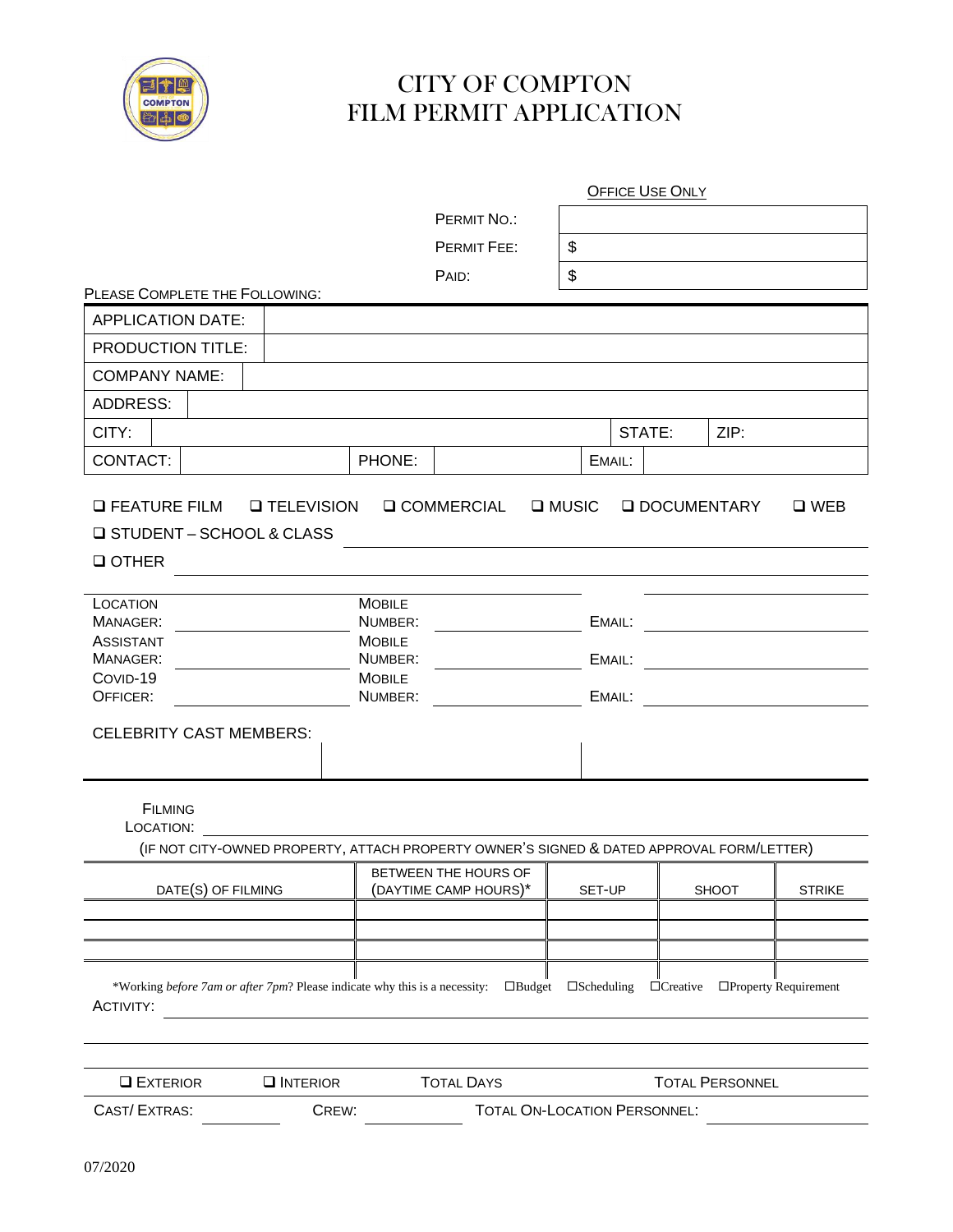# CITY OF COMPTON
# FILM PERMIT APPLICATION

OFFICE USE ONLY

| | |
|---|---|
| PERMIT NO.: | |
| PERMIT FEE: | $ |
| PAID: | $ |

PLEASE COMPLETE THE FOLLOWING:

| | | | | | |
|---|---|---|---|---|---|
| APPLICATION DATE: | | | | | |
| PRODUCTION TITLE: | | | | | |
| COMPANY NAME: | | | | | |
| ADDRESS: | | | | | |
| CITY: | | | STATE: | | ZIP: |
| CONTACT: | | PHONE: | | EMAIL: | |

❑ FEATURE FILM ❑ TELEVISION ❑ COMMERCIAL ❑ MUSIC ❑ DOCUMENTARY ❑ WEB

❑ STUDENT – SCHOOL & CLASS ______________________________

❑ OTHER ______________________________

| | | | | | |
|---|---|---|---|---|---|
| LOCATION MANAGER: | | MOBILE NUMBER: | | EMAIL: | |
| ASSISTANT MANAGER: | | MOBILE NUMBER: | | EMAIL: | |
| COVID-19 OFFICER: | | MOBILE NUMBER: | | EMAIL: | |

CELEBRITY CAST MEMBERS:

| | | |
|---|---|---|
| | | |

FILMING LOCATION: ______________________________

(IF NOT CITY-OWNED PROPERTY, ATTACH PROPERTY OWNER'S SIGNED & DATED APPROVAL FORM/LETTER)

| DATE(S) OF FILMING | BETWEEN THE HOURS OF (DAYTIME CAMP HOURS)* | SET-UP | SHOOT | STRIKE |
|---|---|---|---|---|
| | | | | |
| | | | | |
| | | | | |

*Working *before 7am or after 7pm*? Please indicate why this is a necessity: ☐Budget ☐Scheduling ☐Creative ☐Property Requirement

ACTIVITY: ______________________________

❑ EXTERIOR ❑ INTERIOR TOTAL DAYS TOTAL PERSONNEL

CAST/ EXTRAS: __________ CREW: __________ TOTAL ON-LOCATION PERSONNEL: __________

07/2020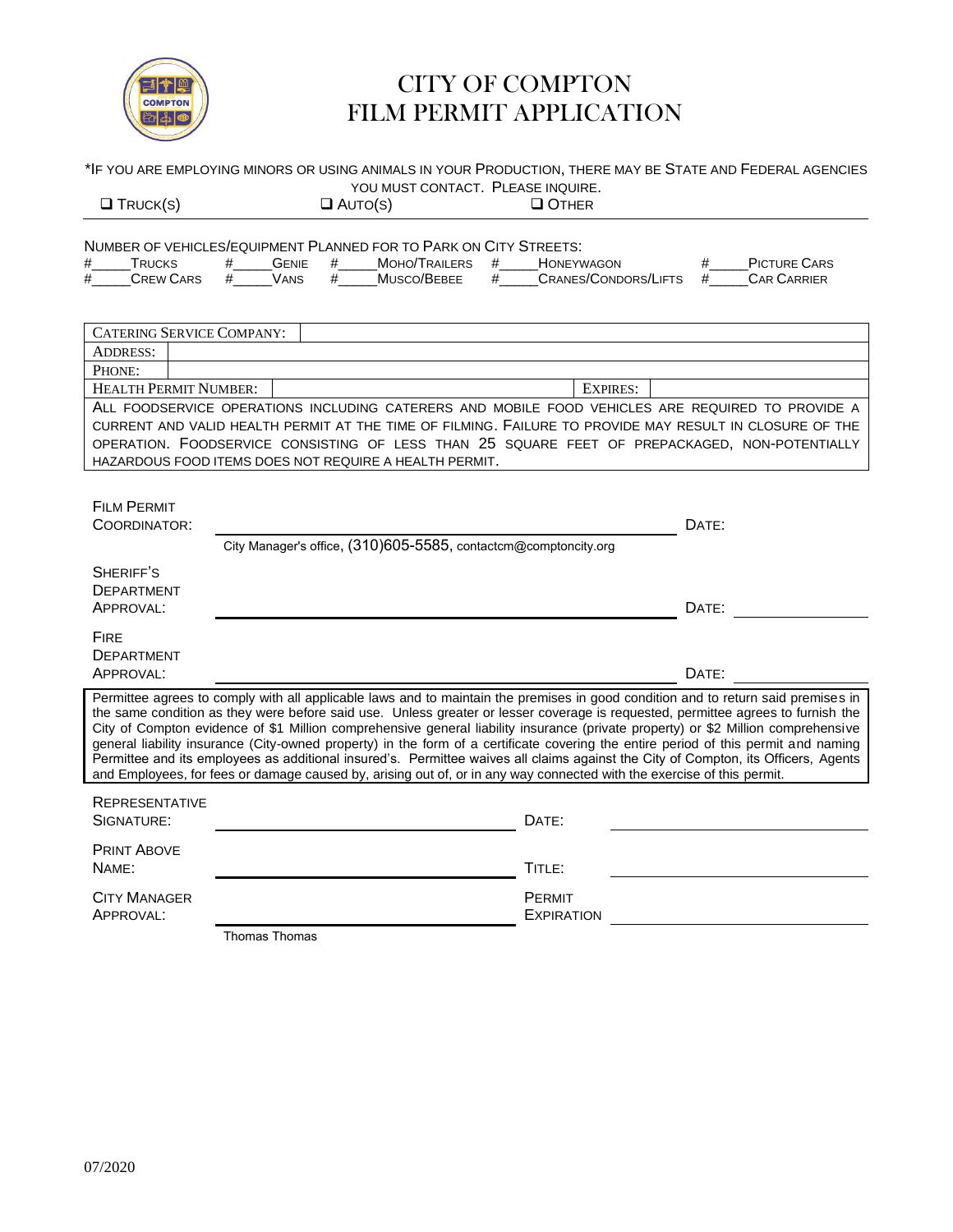# CITY OF COMPTON
# FILM PERMIT APPLICATION

*IF YOU ARE EMPLOYING MINORS OR USING ANIMALS IN YOUR PRODUCTION, THERE MAY BE STATE AND FEDERAL AGENCIES YOU MUST CONTACT. PLEASE INQUIRE.

❑ TRUCK(S) ❑ AUTO(S) ❑ OTHER

NUMBER OF VEHICLES/EQUIPMENT PLANNED FOR TO PARK ON CITY STREETS:

#_____ TRUCKS #_____ GENIE #_____ MOHO/TRAILERS #_____ HONEYWAGON #_____ PICTURE CARS
#_____ CREW CARS #_____ VANS #_____ MUSCO/BEBEE #_____ CRANES/CONDORS/LIFTS #_____ CAR CARRIER

| CATERING SERVICE COMPANY: | | | |
|---|---|---|---|
| ADDRESS: | | | |
| PHONE: | | | |
| HEALTH PERMIT NUMBER: | | EXPIRES: | |

ALL FOODSERVICE OPERATIONS INCLUDING CATERERS AND MOBILE FOOD VEHICLES ARE REQUIRED TO PROVIDE A CURRENT AND VALID HEALTH PERMIT AT THE TIME OF FILMING. FAILURE TO PROVIDE MAY RESULT IN CLOSURE OF THE OPERATION. FOODSERVICE CONSISTING OF LESS THAN 25 SQUARE FEET OF PREPACKAGED, NON-POTENTIALLY HAZARDOUS FOOD ITEMS DOES NOT REQUIRE A HEALTH PERMIT.

FILM PERMIT COORDINATOR: ______________________________ DATE: __________
City Manager's office, (310)605-5585, contactcm@comptoncity.org

SHERIFF'S DEPARTMENT APPROVAL: ______________________________ DATE: __________

FIRE DEPARTMENT APPROVAL: ______________________________ DATE: __________

Permittee agrees to comply with all applicable laws and to maintain the premises in good condition and to return said premises in the same condition as they were before said use. Unless greater or lesser coverage is requested, permittee agrees to furnish the City of Compton evidence of $1 Million comprehensive general liability insurance (private property) or $2 Million comprehensive general liability insurance (City-owned property) in the form of a certificate covering the entire period of this permit and naming Permittee and its employees as additional insured's. Permittee waives all claims against the City of Compton, its Officers, Agents and Employees, for fees or damage caused by, arising out of, or in any way connected with the exercise of this permit.

REPRESENTATIVE SIGNATURE: ______________________________ DATE: __________

PRINT ABOVE NAME: ______________________________ TITLE: __________

CITY MANAGER APPROVAL: ______________________________ PERMIT EXPIRATION __________
Thomas Thomas

07/2020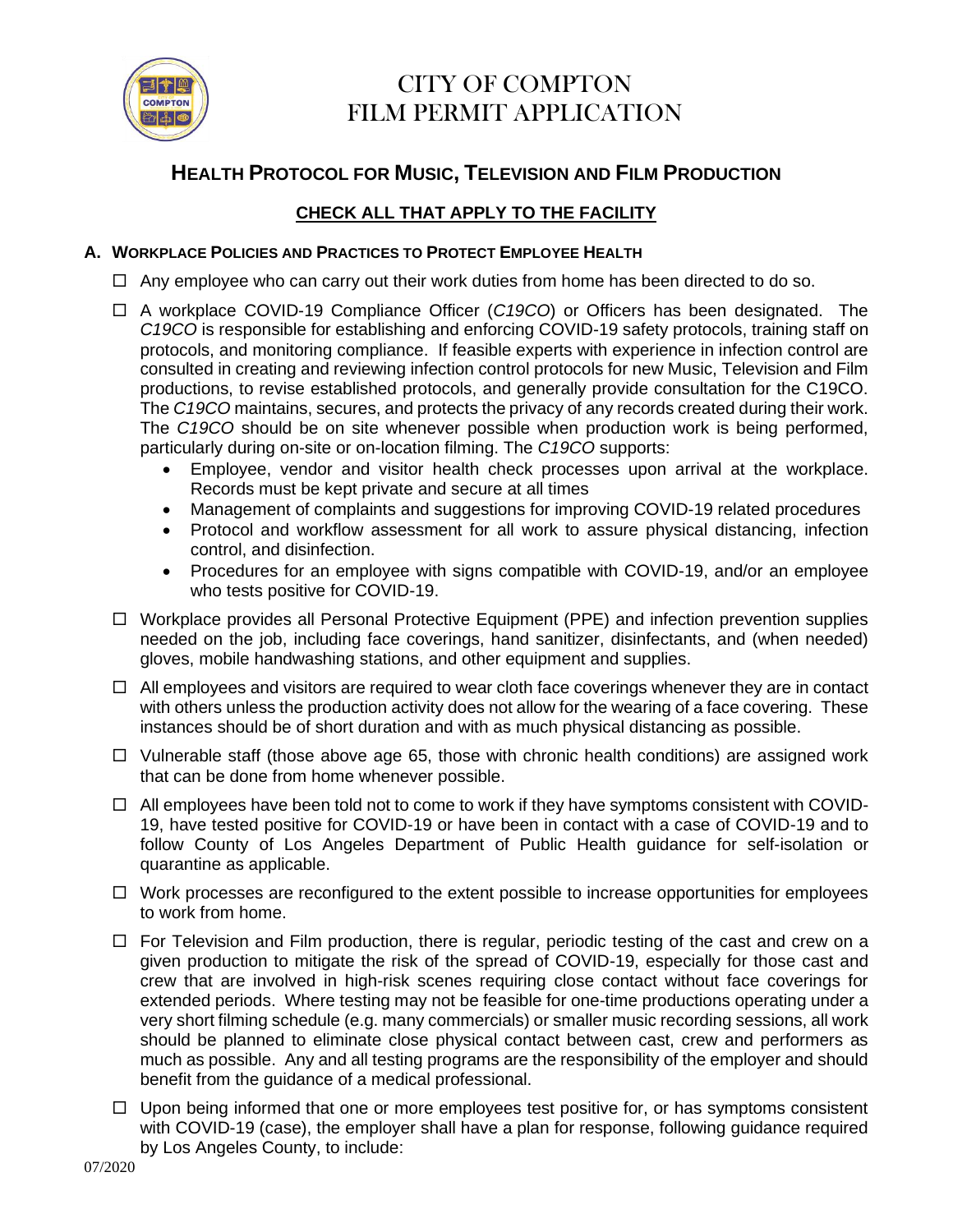# CITY OF COMPTON
# FILM PERMIT APPLICATION

## HEALTH PROTOCOL FOR MUSIC, TELEVISION AND FILM PRODUCTION

**CHECK ALL THAT APPLY TO THE FACILITY**

### A. WORKPLACE POLICIES AND PRACTICES TO PROTECT EMPLOYEE HEALTH

- ☐ Any employee who can carry out their work duties from home has been directed to do so.
- ☐ A workplace COVID-19 Compliance Officer (*C19CO*) or Officers has been designated. The *C19CO* is responsible for establishing and enforcing COVID-19 safety protocols, training staff on protocols, and monitoring compliance. If feasible experts with experience in infection control are consulted in creating and reviewing infection control protocols for new Music, Television and Film productions, to revise established protocols, and generally provide consultation for the C19CO. The *C19CO* maintains, secures, and protects the privacy of any records created during their work. The *C19CO* should be on site whenever possible when production work is being performed, particularly during on-site or on-location filming. The *C19CO* supports:
  - Employee, vendor and visitor health check processes upon arrival at the workplace. Records must be kept private and secure at all times
  - Management of complaints and suggestions for improving COVID-19 related procedures
  - Protocol and workflow assessment for all work to assure physical distancing, infection control, and disinfection.
  - Procedures for an employee with signs compatible with COVID-19, and/or an employee who tests positive for COVID-19.
- ☐ Workplace provides all Personal Protective Equipment (PPE) and infection prevention supplies needed on the job, including face coverings, hand sanitizer, disinfectants, and (when needed) gloves, mobile handwashing stations, and other equipment and supplies.
- ☐ All employees and visitors are required to wear cloth face coverings whenever they are in contact with others unless the production activity does not allow for the wearing of a face covering. These instances should be of short duration and with as much physical distancing as possible.
- ☐ Vulnerable staff (those above age 65, those with chronic health conditions) are assigned work that can be done from home whenever possible.
- ☐ All employees have been told not to come to work if they have symptoms consistent with COVID-19, have tested positive for COVID-19 or have been in contact with a case of COVID-19 and to follow County of Los Angeles Department of Public Health guidance for self-isolation or quarantine as applicable.
- ☐ Work processes are reconfigured to the extent possible to increase opportunities for employees to work from home.
- ☐ For Television and Film production, there is regular, periodic testing of the cast and crew on a given production to mitigate the risk of the spread of COVID-19, especially for those cast and crew that are involved in high-risk scenes requiring close contact without face coverings for extended periods. Where testing may not be feasible for one-time productions operating under a very short filming schedule (e.g. many commercials) or smaller music recording sessions, all work should be planned to eliminate close physical contact between cast, crew and performers as much as possible. Any and all testing programs are the responsibility of the employer and should benefit from the guidance of a medical professional.
- ☐ Upon being informed that one or more employees test positive for, or has symptoms consistent with COVID-19 (case), the employer shall have a plan for response, following guidance required by Los Angeles County, to include:

07/2020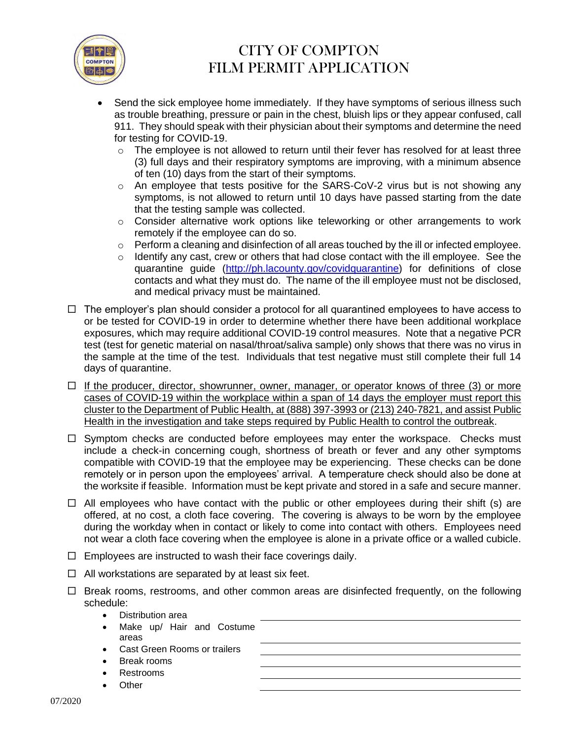- Send the sick employee home immediately. If they have symptoms of serious illness such as trouble breathing, pressure or pain in the chest, bluish lips or they appear confused, call 911. They should speak with their physician about their symptoms and determine the need for testing for COVID-19.
  - The employee is not allowed to return until their fever has resolved for at least three (3) full days and their respiratory symptoms are improving, with a minimum absence of ten (10) days from the start of their symptoms.
  - An employee that tests positive for the SARS-CoV-2 virus but is not showing any symptoms, is not allowed to return until 10 days have passed starting from the date that the testing sample was collected.
  - Consider alternative work options like teleworking or other arrangements to work remotely if the employee can do so.
  - Perform a cleaning and disinfection of all areas touched by the ill or infected employee.
  - Identify any cast, crew or others that had close contact with the ill employee. See the quarantine guide (http://ph.lacounty.gov/covidquarantine) for definitions of close contacts and what they must do. The name of the ill employee must not be disclosed, and medical privacy must be maintained.

☐ The employer's plan should consider a protocol for all quarantined employees to have access to or be tested for COVID-19 in order to determine whether there have been additional workplace exposures, which may require additional COVID-19 control measures. Note that a negative PCR test (test for genetic material on nasal/throat/saliva sample) only shows that there was no virus in the sample at the time of the test. Individuals that test negative must still complete their full 14 days of quarantine.

☐ <u>If the producer, director, showrunner, owner, manager, or operator knows of three (3) or more cases of COVID-19 within the workplace within a span of 14 days the employer must report this cluster to the Department of Public Health, at (888) 397-3993 or (213) 240-7821, and assist Public Health in the investigation and take steps required by Public Health to control the outbreak</u>.

☐ Symptom checks are conducted before employees may enter the workspace. Checks must include a check-in concerning cough, shortness of breath or fever and any other symptoms compatible with COVID-19 that the employee may be experiencing. These checks can be done remotely or in person upon the employees' arrival. A temperature check should also be done at the worksite if feasible. Information must be kept private and stored in a safe and secure manner.

☐ All employees who have contact with the public or other employees during their shift (s) are offered, at no cost, a cloth face covering. The covering is always to be worn by the employee during the workday when in contact or likely to come into contact with others. Employees need not wear a cloth face covering when the employee is alone in a private office or a walled cubicle.

☐ Employees are instructed to wash their face coverings daily.

☐ All workstations are separated by at least six feet.

☐ Break rooms, restrooms, and other common areas are disinfected frequently, on the following schedule:

- Distribution area ______________________________
- Make up/ Hair and Costume areas ______________________________
- Cast Green Rooms or trailers ______________________________
- Break rooms ______________________________
- Restrooms ______________________________
- Other ______________________________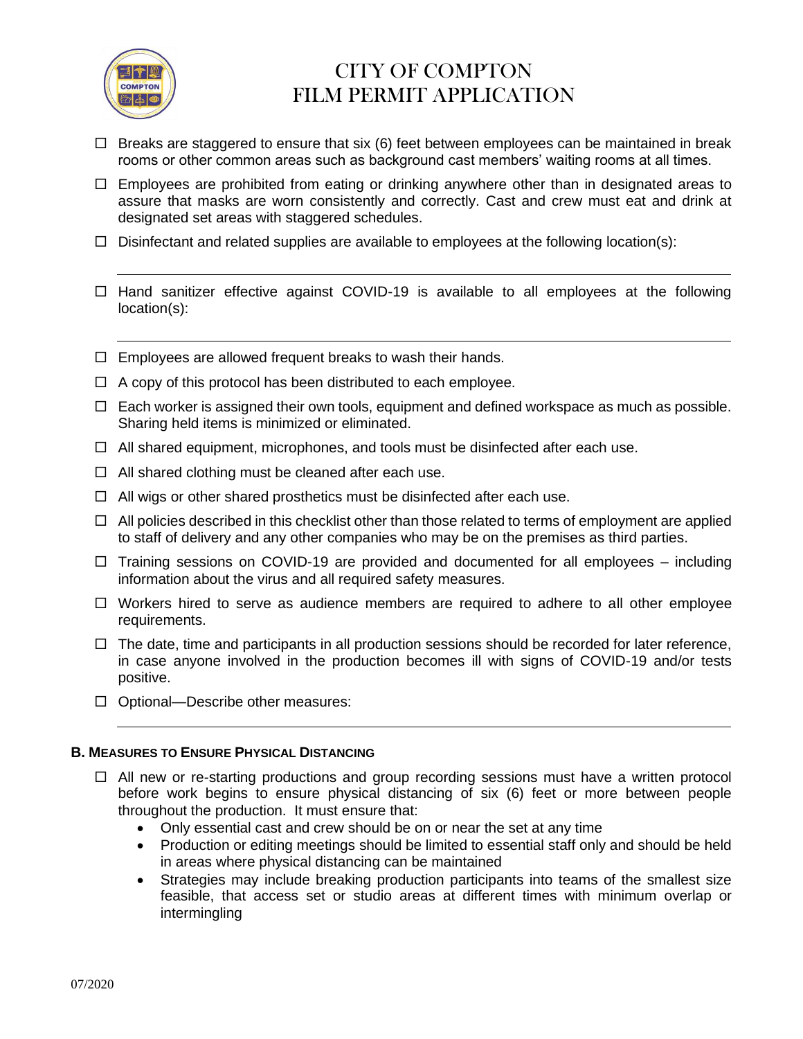- ☐ Breaks are staggered to ensure that six (6) feet between employees can be maintained in break rooms or other common areas such as background cast members' waiting rooms at all times.
- ☐ Employees are prohibited from eating or drinking anywhere other than in designated areas to assure that masks are worn consistently and correctly. Cast and crew must eat and drink at designated set areas with staggered schedules.
- ☐ Disinfectant and related supplies are available to employees at the following location(s):

  ______________________________________________________________________
- ☐ Hand sanitizer effective against COVID-19 is available to all employees at the following location(s):

  ______________________________________________________________________
- ☐ Employees are allowed frequent breaks to wash their hands.
- ☐ A copy of this protocol has been distributed to each employee.
- ☐ Each worker is assigned their own tools, equipment and defined workspace as much as possible. Sharing held items is minimized or eliminated.
- ☐ All shared equipment, microphones, and tools must be disinfected after each use.
- ☐ All shared clothing must be cleaned after each use.
- ☐ All wigs or other shared prosthetics must be disinfected after each use.
- ☐ All policies described in this checklist other than those related to terms of employment are applied to staff of delivery and any other companies who may be on the premises as third parties.
- ☐ Training sessions on COVID-19 are provided and documented for all employees – including information about the virus and all required safety measures.
- ☐ Workers hired to serve as audience members are required to adhere to all other employee requirements.
- ☐ The date, time and participants in all production sessions should be recorded for later reference, in case anyone involved in the production becomes ill with signs of COVID-19 and/or tests positive.
- ☐ Optional—Describe other measures:

  ______________________________________________________________________

**B. MEASURES TO ENSURE PHYSICAL DISTANCING**

- ☐ All new or re-starting productions and group recording sessions must have a written protocol before work begins to ensure physical distancing of six (6) feet or more between people throughout the production. It must ensure that:
  - Only essential cast and crew should be on or near the set at any time
  - Production or editing meetings should be limited to essential staff only and should be held in areas where physical distancing can be maintained
  - Strategies may include breaking production participants into teams of the smallest size feasible, that access set or studio areas at different times with minimum overlap or intermingling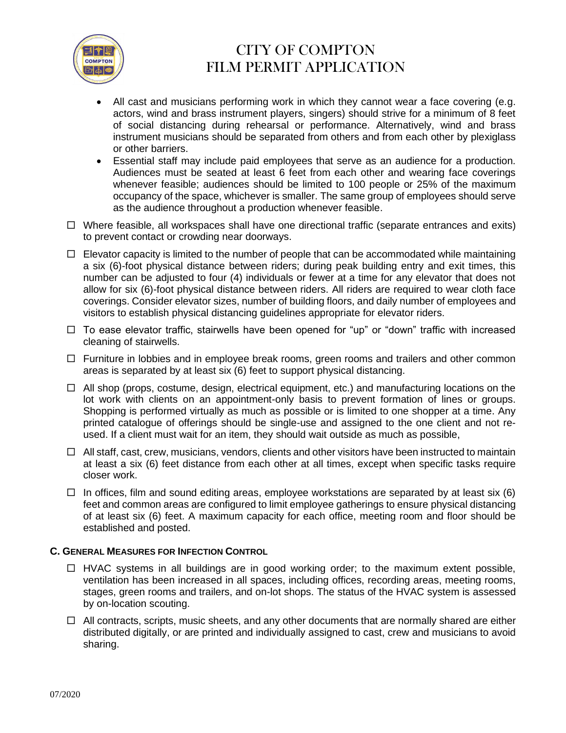- All cast and musicians performing work in which they cannot wear a face covering (e.g. actors, wind and brass instrument players, singers) should strive for a minimum of 8 feet of social distancing during rehearsal or performance. Alternatively, wind and brass instrument musicians should be separated from others and from each other by plexiglass or other barriers.
- Essential staff may include paid employees that serve as an audience for a production. Audiences must be seated at least 6 feet from each other and wearing face coverings whenever feasible; audiences should be limited to 100 people or 25% of the maximum occupancy of the space, whichever is smaller. The same group of employees should serve as the audience throughout a production whenever feasible.

☐ Where feasible, all workspaces shall have one directional traffic (separate entrances and exits) to prevent contact or crowding near doorways.

☐ Elevator capacity is limited to the number of people that can be accommodated while maintaining a six (6)-foot physical distance between riders; during peak building entry and exit times, this number can be adjusted to four (4) individuals or fewer at a time for any elevator that does not allow for six (6)-foot physical distance between riders. All riders are required to wear cloth face coverings. Consider elevator sizes, number of building floors, and daily number of employees and visitors to establish physical distancing guidelines appropriate for elevator riders.

☐ To ease elevator traffic, stairwells have been opened for "up" or "down" traffic with increased cleaning of stairwells.

☐ Furniture in lobbies and in employee break rooms, green rooms and trailers and other common areas is separated by at least six (6) feet to support physical distancing.

☐ All shop (props, costume, design, electrical equipment, etc.) and manufacturing locations on the lot work with clients on an appointment-only basis to prevent formation of lines or groups. Shopping is performed virtually as much as possible or is limited to one shopper at a time. Any printed catalogue of offerings should be single-use and assigned to the one client and not re-used. If a client must wait for an item, they should wait outside as much as possible,

☐ All staff, cast, crew, musicians, vendors, clients and other visitors have been instructed to maintain at least a six (6) feet distance from each other at all times, except when specific tasks require closer work.

☐ In offices, film and sound editing areas, employee workstations are separated by at least six (6) feet and common areas are configured to limit employee gatherings to ensure physical distancing of at least six (6) feet. A maximum capacity for each office, meeting room and floor should be established and posted.

### C. General Measures for Infection Control

☐ HVAC systems in all buildings are in good working order; to the maximum extent possible, ventilation has been increased in all spaces, including offices, recording areas, meeting rooms, stages, green rooms and trailers, and on-lot shops. The status of the HVAC system is assessed by on-location scouting.

☐ All contracts, scripts, music sheets, and any other documents that are normally shared are either distributed digitally, or are printed and individually assigned to cast, crew and musicians to avoid sharing.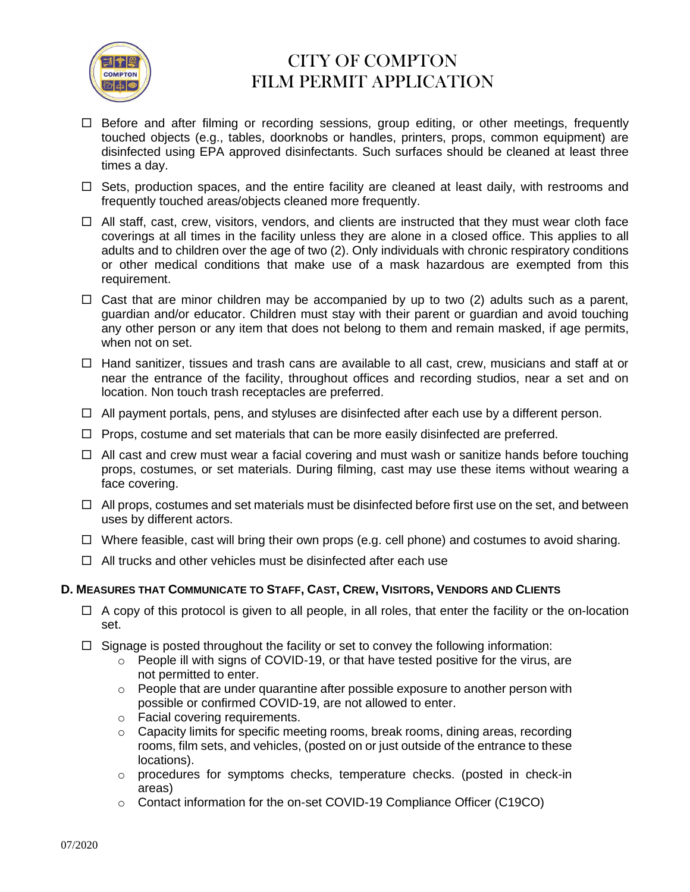# CITY OF COMPTON FILM PERMIT APPLICATION

- ☐ Before and after filming or recording sessions, group editing, or other meetings, frequently touched objects (e.g., tables, doorknobs or handles, printers, props, common equipment) are disinfected using EPA approved disinfectants. Such surfaces should be cleaned at least three times a day.
- ☐ Sets, production spaces, and the entire facility are cleaned at least daily, with restrooms and frequently touched areas/objects cleaned more frequently.
- ☐ All staff, cast, crew, visitors, vendors, and clients are instructed that they must wear cloth face coverings at all times in the facility unless they are alone in a closed office. This applies to all adults and to children over the age of two (2). Only individuals with chronic respiratory conditions or other medical conditions that make use of a mask hazardous are exempted from this requirement.
- ☐ Cast that are minor children may be accompanied by up to two (2) adults such as a parent, guardian and/or educator. Children must stay with their parent or guardian and avoid touching any other person or any item that does not belong to them and remain masked, if age permits, when not on set.
- ☐ Hand sanitizer, tissues and trash cans are available to all cast, crew, musicians and staff at or near the entrance of the facility, throughout offices and recording studios, near a set and on location. Non touch trash receptacles are preferred.
- ☐ All payment portals, pens, and styluses are disinfected after each use by a different person.
- ☐ Props, costume and set materials that can be more easily disinfected are preferred.
- ☐ All cast and crew must wear a facial covering and must wash or sanitize hands before touching props, costumes, or set materials. During filming, cast may use these items without wearing a face covering.
- ☐ All props, costumes and set materials must be disinfected before first use on the set, and between uses by different actors.
- ☐ Where feasible, cast will bring their own props (e.g. cell phone) and costumes to avoid sharing.
- ☐ All trucks and other vehicles must be disinfected after each use

### D. Measures that Communicate to Staff, Cast, Crew, Visitors, Vendors and Clients

- ☐ A copy of this protocol is given to all people, in all roles, that enter the facility or the on-location set.
- ☐ Signage is posted throughout the facility or set to convey the following information:
  - People ill with signs of COVID-19, or that have tested positive for the virus, are not permitted to enter.
  - People that are under quarantine after possible exposure to another person with possible or confirmed COVID-19, are not allowed to enter.
  - Facial covering requirements.
  - Capacity limits for specific meeting rooms, break rooms, dining areas, recording rooms, film sets, and vehicles, (posted on or just outside of the entrance to these locations).
  - procedures for symptoms checks, temperature checks. (posted in check-in areas)
  - Contact information for the on-set COVID-19 Compliance Officer (C19CO)

07/2020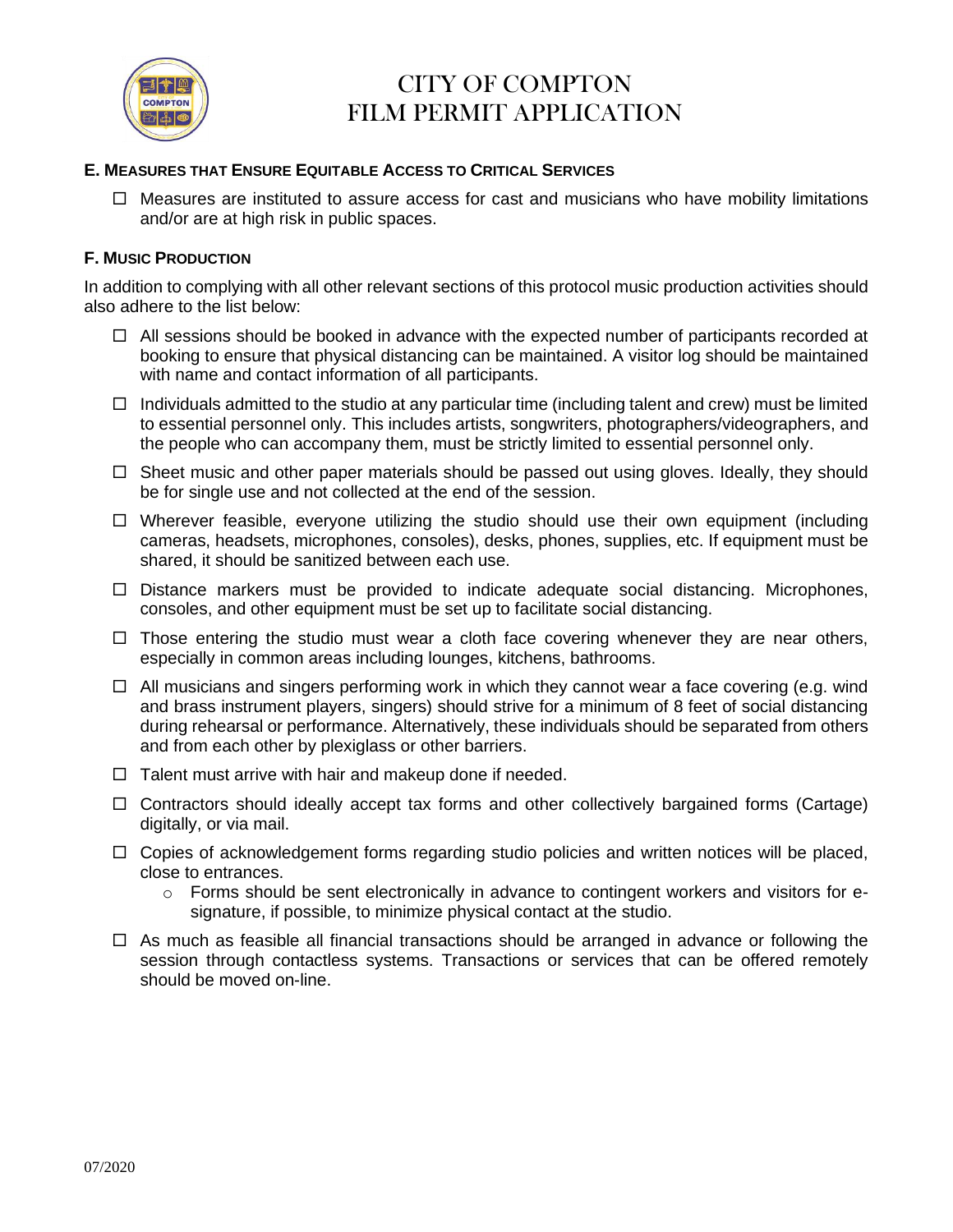# CITY OF COMPTON
# FILM PERMIT APPLICATION

### E. Measures that Ensure Equitable Access to Critical Services

- ☐ Measures are instituted to assure access for cast and musicians who have mobility limitations and/or are at high risk in public spaces.

### F. Music Production

In addition to complying with all other relevant sections of this protocol music production activities should also adhere to the list below:

- ☐ All sessions should be booked in advance with the expected number of participants recorded at booking to ensure that physical distancing can be maintained. A visitor log should be maintained with name and contact information of all participants.
- ☐ Individuals admitted to the studio at any particular time (including talent and crew) must be limited to essential personnel only. This includes artists, songwriters, photographers/videographers, and the people who can accompany them, must be strictly limited to essential personnel only.
- ☐ Sheet music and other paper materials should be passed out using gloves. Ideally, they should be for single use and not collected at the end of the session.
- ☐ Wherever feasible, everyone utilizing the studio should use their own equipment (including cameras, headsets, microphones, consoles), desks, phones, supplies, etc. If equipment must be shared, it should be sanitized between each use.
- ☐ Distance markers must be provided to indicate adequate social distancing. Microphones, consoles, and other equipment must be set up to facilitate social distancing.
- ☐ Those entering the studio must wear a cloth face covering whenever they are near others, especially in common areas including lounges, kitchens, bathrooms.
- ☐ All musicians and singers performing work in which they cannot wear a face covering (e.g. wind and brass instrument players, singers) should strive for a minimum of 8 feet of social distancing during rehearsal or performance. Alternatively, these individuals should be separated from others and from each other by plexiglass or other barriers.
- ☐ Talent must arrive with hair and makeup done if needed.
- ☐ Contractors should ideally accept tax forms and other collectively bargained forms (Cartage) digitally, or via mail.
- ☐ Copies of acknowledgement forms regarding studio policies and written notices will be placed, close to entrances.
  - Forms should be sent electronically in advance to contingent workers and visitors for e-signature, if possible, to minimize physical contact at the studio.
- ☐ As much as feasible all financial transactions should be arranged in advance or following the session through contactless systems. Transactions or services that can be offered remotely should be moved on-line.

07/2020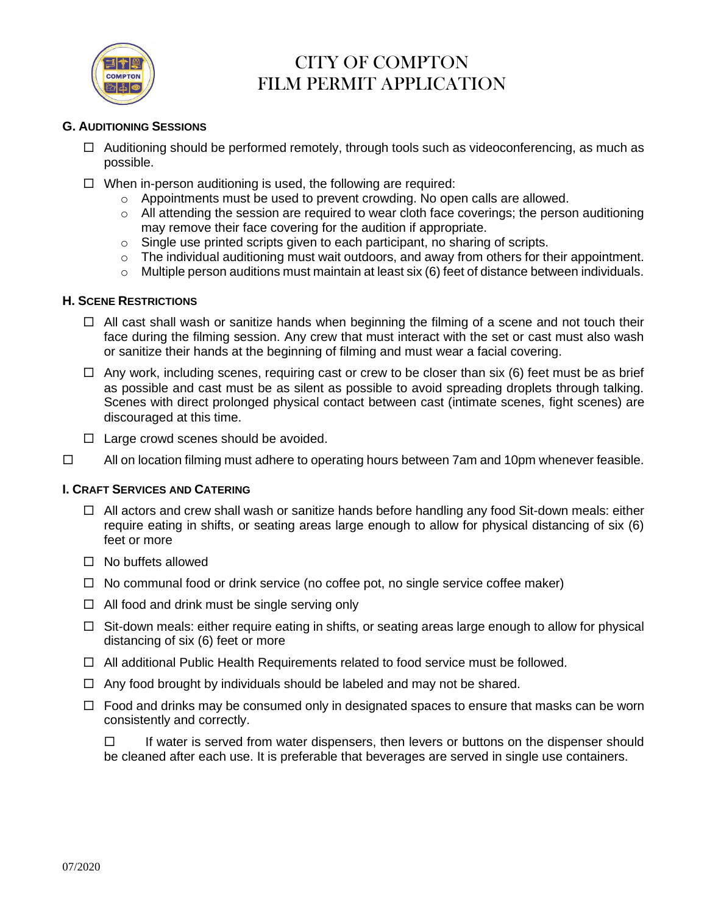# CITY OF COMPTON
# FILM PERMIT APPLICATION

### G. Auditioning Sessions

- ☐ Auditioning should be performed remotely, through tools such as videoconferencing, as much as possible.
- ☐ When in-person auditioning is used, the following are required:
  - Appointments must be used to prevent crowding. No open calls are allowed.
  - All attending the session are required to wear cloth face coverings; the person auditioning may remove their face covering for the audition if appropriate.
  - Single use printed scripts given to each participant, no sharing of scripts.
  - The individual auditioning must wait outdoors, and away from others for their appointment.
  - Multiple person auditions must maintain at least six (6) feet of distance between individuals.

### H. Scene Restrictions

- ☐ All cast shall wash or sanitize hands when beginning the filming of a scene and not touch their face during the filming session. Any crew that must interact with the set or cast must also wash or sanitize their hands at the beginning of filming and must wear a facial covering.
- ☐ Any work, including scenes, requiring cast or crew to be closer than six (6) feet must be as brief as possible and cast must be as silent as possible to avoid spreading droplets through talking. Scenes with direct prolonged physical contact between cast (intimate scenes, fight scenes) are discouraged at this time.
- ☐ Large crowd scenes should be avoided.

☐ All on location filming must adhere to operating hours between 7am and 10pm whenever feasible.

### I. Craft Services and Catering

- ☐ All actors and crew shall wash or sanitize hands before handling any food Sit-down meals: either require eating in shifts, or seating areas large enough to allow for physical distancing of six (6) feet or more
- ☐ No buffets allowed
- ☐ No communal food or drink service (no coffee pot, no single service coffee maker)
- ☐ All food and drink must be single serving only
- ☐ Sit-down meals: either require eating in shifts, or seating areas large enough to allow for physical distancing of six (6) feet or more
- ☐ All additional Public Health Requirements related to food service must be followed.
- ☐ Any food brought by individuals should be labeled and may not be shared.
- ☐ Food and drinks may be consumed only in designated spaces to ensure that masks can be worn consistently and correctly.

  ☐ If water is served from water dispensers, then levers or buttons on the dispenser should be cleaned after each use. It is preferable that beverages are served in single use containers.

07/2020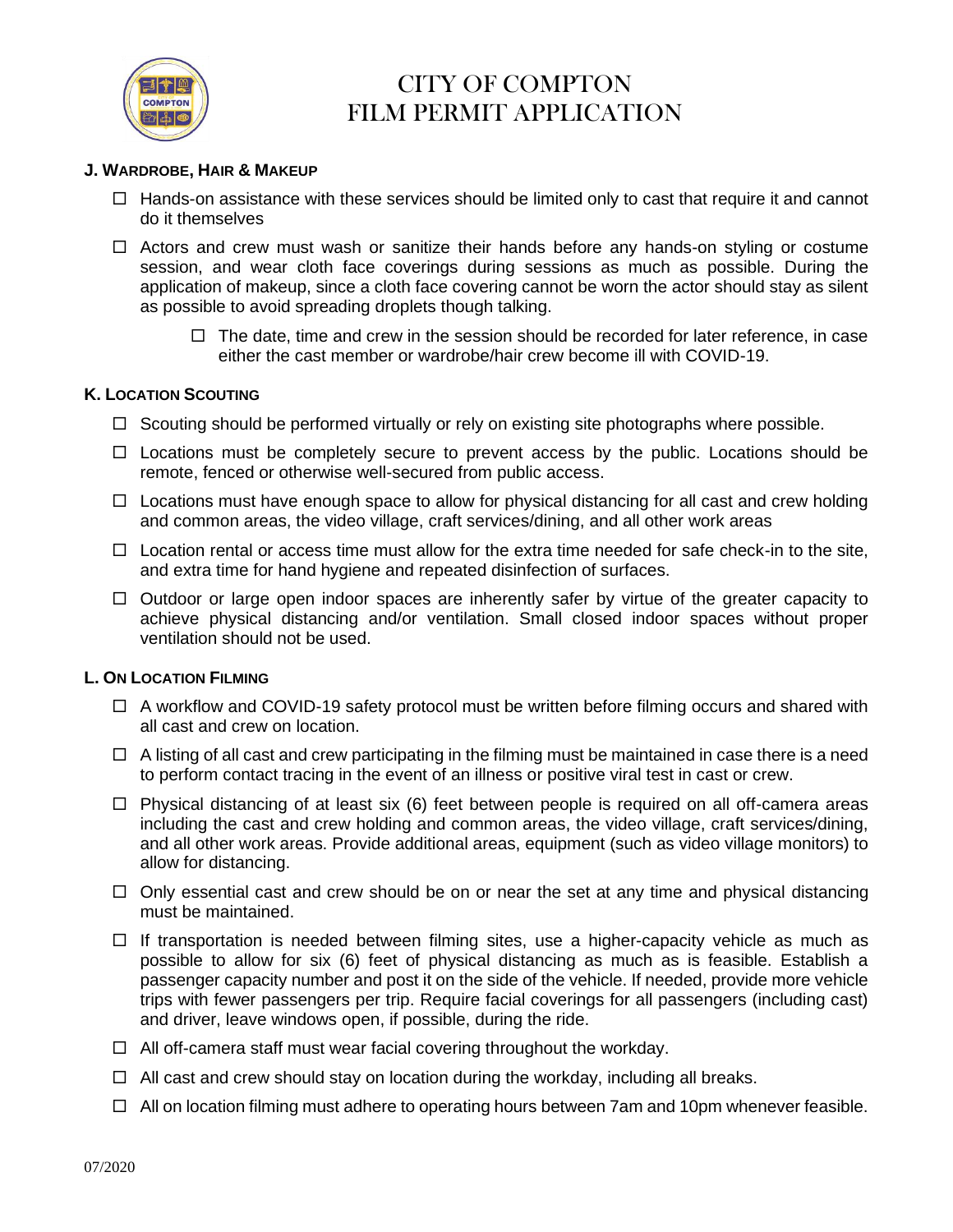# CITY OF COMPTON FILM PERMIT APPLICATION

**J. WARDROBE, HAIR & MAKEUP**

- ☐ Hands-on assistance with these services should be limited only to cast that require it and cannot do it themselves
- ☐ Actors and crew must wash or sanitize their hands before any hands-on styling or costume session, and wear cloth face coverings during sessions as much as possible. During the application of makeup, since a cloth face covering cannot be worn the actor should stay as silent as possible to avoid spreading droplets though talking.
  - ☐ The date, time and crew in the session should be recorded for later reference, in case either the cast member or wardrobe/hair crew become ill with COVID-19.

**K. LOCATION SCOUTING**

- ☐ Scouting should be performed virtually or rely on existing site photographs where possible.
- ☐ Locations must be completely secure to prevent access by the public. Locations should be remote, fenced or otherwise well-secured from public access.
- ☐ Locations must have enough space to allow for physical distancing for all cast and crew holding and common areas, the video village, craft services/dining, and all other work areas
- ☐ Location rental or access time must allow for the extra time needed for safe check-in to the site, and extra time for hand hygiene and repeated disinfection of surfaces.
- ☐ Outdoor or large open indoor spaces are inherently safer by virtue of the greater capacity to achieve physical distancing and/or ventilation. Small closed indoor spaces without proper ventilation should not be used.

**L. ON LOCATION FILMING**

- ☐ A workflow and COVID-19 safety protocol must be written before filming occurs and shared with all cast and crew on location.
- ☐ A listing of all cast and crew participating in the filming must be maintained in case there is a need to perform contact tracing in the event of an illness or positive viral test in cast or crew.
- ☐ Physical distancing of at least six (6) feet between people is required on all off-camera areas including the cast and crew holding and common areas, the video village, craft services/dining, and all other work areas. Provide additional areas, equipment (such as video village monitors) to allow for distancing.
- ☐ Only essential cast and crew should be on or near the set at any time and physical distancing must be maintained.
- ☐ If transportation is needed between filming sites, use a higher-capacity vehicle as much as possible to allow for six (6) feet of physical distancing as much as is feasible. Establish a passenger capacity number and post it on the side of the vehicle. If needed, provide more vehicle trips with fewer passengers per trip. Require facial coverings for all passengers (including cast) and driver, leave windows open, if possible, during the ride.
- ☐ All off-camera staff must wear facial covering throughout the workday.
- ☐ All cast and crew should stay on location during the workday, including all breaks.
- ☐ All on location filming must adhere to operating hours between 7am and 10pm whenever feasible.

07/2020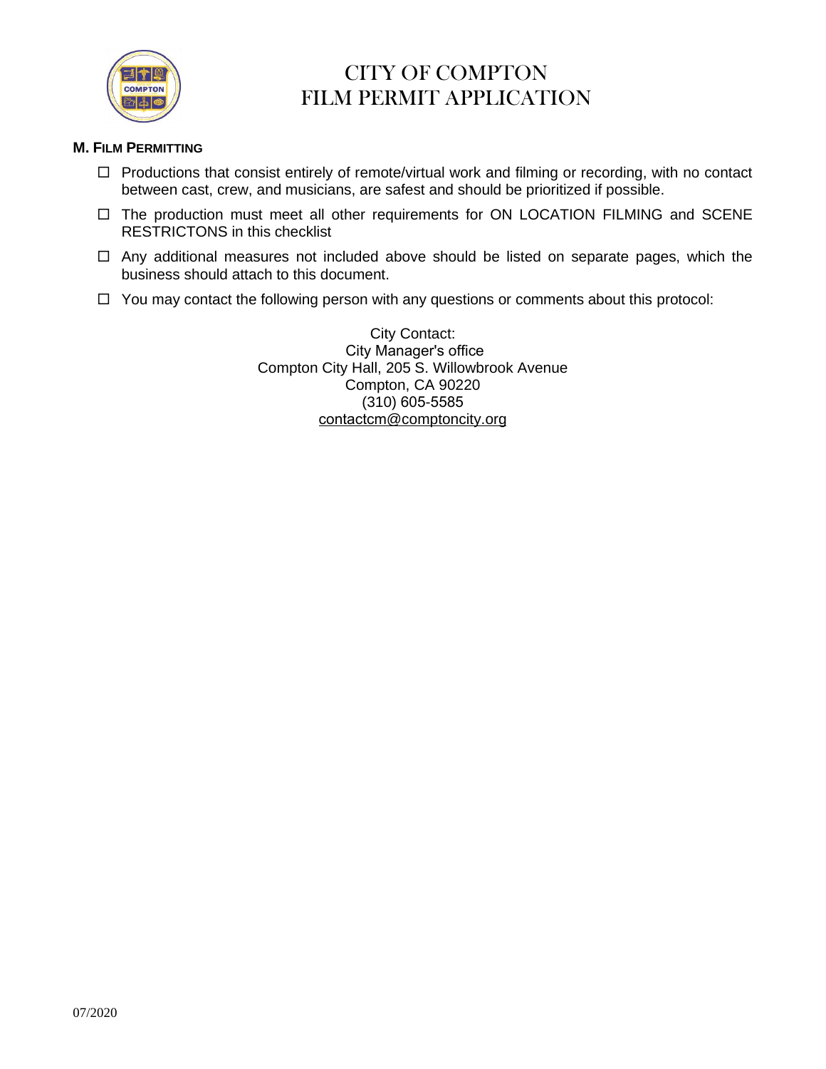# CITY OF COMPTON
# FILM PERMIT APPLICATION

**M. Film Permitting**

- ☐ Productions that consist entirely of remote/virtual work and filming or recording, with no contact between cast, crew, and musicians, are safest and should be prioritized if possible.
- ☐ The production must meet all other requirements for ON LOCATION FILMING and SCENE RESTRICTONS in this checklist
- ☐ Any additional measures not included above should be listed on separate pages, which the business should attach to this document.
- ☐ You may contact the following person with any questions or comments about this protocol:

City Contact:
City Manager's office
Compton City Hall, 205 S. Willowbrook Avenue
Compton, CA 90220
(310) 605-5585
contactcm@comptoncity.org

07/2020